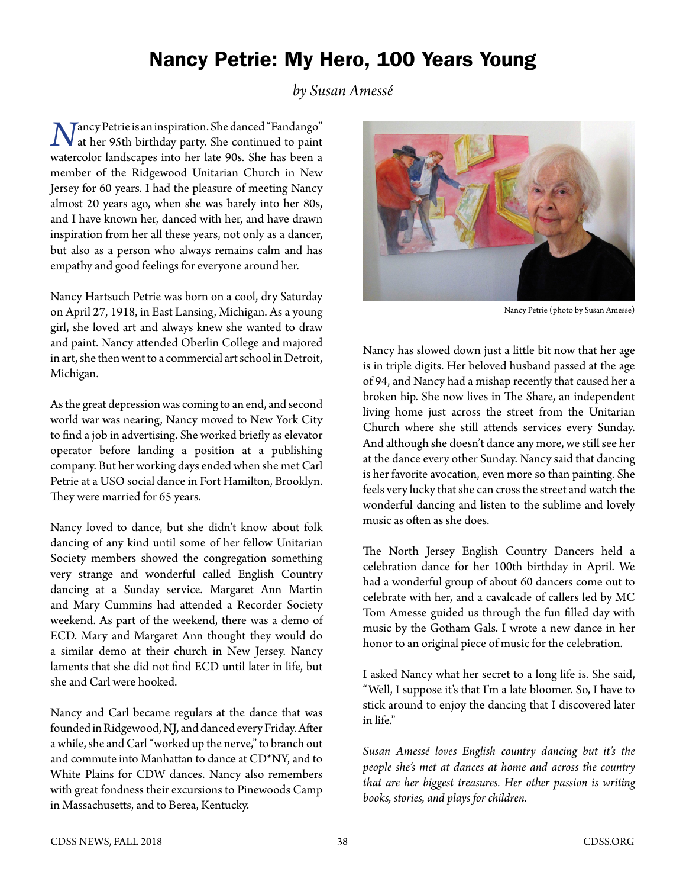# Nancy Petrie: My Hero, 100 Years Young

*by Susan Amessé*

Nancy Petrie is an inspiration. She danced "Fandango" at her 95th birthday party. She continued to paint watercolor landscapes into her late 90s. She has been a member of the Ridgewood Unitarian Church in New Jersey for 60 years. I had the pleasure of meeting Nancy almost 20 years ago, when she was barely into her 80s, and I have known her, danced with her, and have drawn inspiration from her all these years, not only as a dancer, but also as a person who always remains calm and has empathy and good feelings for everyone around her.

Nancy Hartsuch Petrie was born on a cool, dry Saturday on April 27, 1918, in East Lansing, Michigan. As a young girl, she loved art and always knew she wanted to draw and paint. Nancy attended Oberlin College and majored in art, she then went to a commercial art school in Detroit, Michigan.

As the great depression was coming to an end, and second world war was nearing, Nancy moved to New York City to find a job in advertising. She worked briefly as elevator operator before landing a position at a publishing company. But her working days ended when she met Carl Petrie at a USO social dance in Fort Hamilton, Brooklyn. They were married for 65 years.

Nancy loved to dance, but she didn't know about folk dancing of any kind until some of her fellow Unitarian Society members showed the congregation something very strange and wonderful called English Country dancing at a Sunday service. Margaret Ann Martin and Mary Cummins had attended a Recorder Society weekend. As part of the weekend, there was a demo of ECD. Mary and Margaret Ann thought they would do a similar demo at their church in New Jersey. Nancy laments that she did not find ECD until later in life, but she and Carl were hooked.

Nancy and Carl became regulars at the dance that was founded in Ridgewood, NJ, and danced every Friday. After a while, she and Carl "worked up the nerve," to branch out and commute into Manhattan to dance at CD*NY, and to White Plains for CDW dances. Nancy also remembers with great fondness their excursions to Pinewoods Camp in Massachusetts, and to Berea, Kentucky.

Nancy Petrie (photo by Susan Amesse)

Nancy has slowed down just a little bit now that her age is in triple digits. Her beloved husband passed at the age of 94, and Nancy had a mishap recently that caused her a broken hip. She now lives in The Share, an independent living home just across the street from the Unitarian Church where she still attends services every Sunday. And although she doesn't dance any more, we still see her at the dance every other Sunday. Nancy said that dancing is her favorite avocation, even more so than painting. She feels very lucky that she can cross the street and watch the wonderful dancing and listen to the sublime and lovely music as often as she does.

The North Jersey English Country Dancers held a celebration dance for her 100th birthday in April. We had a wonderful group of about 60 dancers come out to celebrate with her, and a cavalcade of callers led by MC Tom Amesse guided us through the fun filled day with music by the Gotham Gals. I wrote a new dance in her honor to an original piece of music for the celebration.

I asked Nancy what her secret to a long life is. She said, "Well, I suppose it's that I'm a late bloomer. So, I have to stick around to enjoy the dancing that I discovered later in life."

*Susan Amessé loves English country dancing but it's the people she's met at dances at home and across the country that are her biggest treasures. Her other passion is writing books, stories, and plays for children.*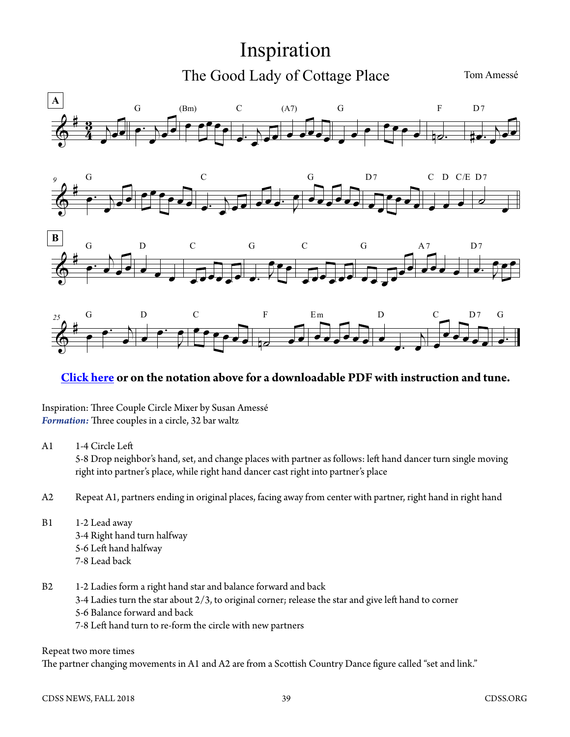# Inspiration

## The Good Lady of Cottage Place

Tom Amessé

**[Click here](#) or on the notation above for a downloadable PDF with instruction and tune.**

Inspiration: Three Couple Circle Mixer by Susan Amessé
***Formation:*** Three couples in a circle, 32 bar waltz

A1 1-4 Circle Left
5-8 Drop neighbor's hand, set, and change places with partner as follows: left hand dancer turn single moving right into partner's place, while right hand dancer cast right into partner's place

A2 Repeat A1, partners ending in original places, facing away from center with partner, right hand in right hand

B1 1-2 Lead away
3-4 Right hand turn halfway
5-6 Left hand halfway
7-8 Lead back

B2 1-2 Ladies form a right hand star and balance forward and back
3-4 Ladies turn the star about 2/3, to original corner; release the star and give left hand to corner
5-6 Balance forward and back
7-8 Left hand turn to re-form the circle with new partners

Repeat two more times
The partner changing movements in A1 and A2 are from a Scottish Country Dance figure called "set and link."